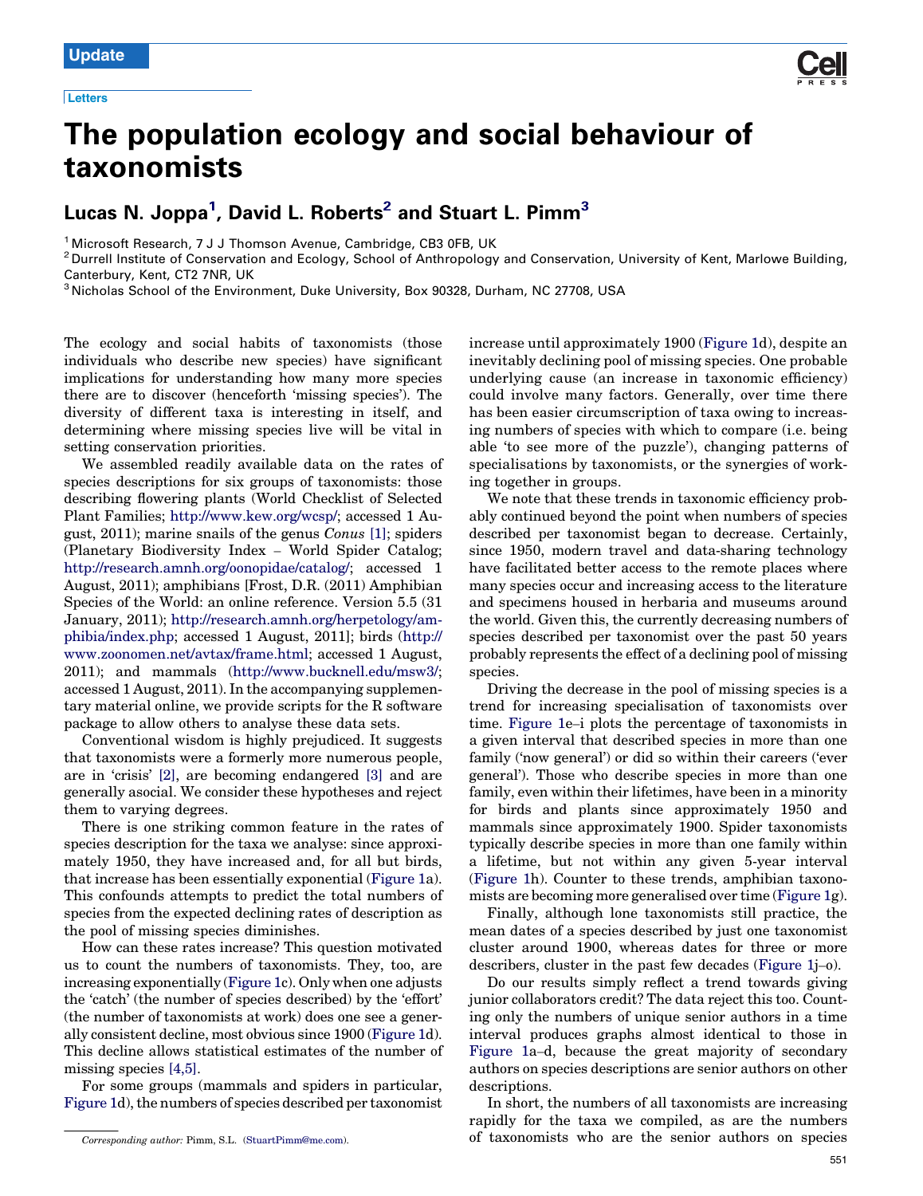Update

Letters

# The population ecology and social behaviour of taxonomists

**Lucas N. Joppa[1], David L. Roberts[2] and Stuart L. Pimm[3]**

[1] Microsoft Research, 7 J J Thomson Avenue, Cambridge, CB3 0FB, UK
[2] Durrell Institute of Conservation and Ecology, School of Anthropology and Conservation, University of Kent, Marlowe Building, Canterbury, Kent, CT2 7NR, UK
[3] Nicholas School of the Environment, Duke University, Box 90328, Durham, NC 27708, USA

The ecology and social habits of taxonomists (those individuals who describe new species) have significant implications for understanding how many more species there are to discover (henceforth 'missing species'). The diversity of different taxa is interesting in itself, and determining where missing species live will be vital in setting conservation priorities.

We assembled readily available data on the rates of species descriptions for six groups of taxonomists: those describing flowering plants (World Checklist of Selected Plant Families; http://www.kew.org/wcsp/; accessed 1 August, 2011); marine snails of the genus *Conus* [1]; spiders (Planetary Biodiversity Index – World Spider Catalog; http://research.amnh.org/oonopidae/catalog/; accessed 1 August, 2011); amphibians [Frost, D.R. (2011) Amphibian Species of the World: an online reference. Version 5.5 (31 January, 2011); http://research.amnh.org/herpetology/amphibia/index.php; accessed 1 August, 2011]; birds (http://www.zoonomen.net/avtax/frame.html; accessed 1 August, 2011); and mammals (http://www.bucknell.edu/msw3/; accessed 1 August, 2011). In the accompanying supplementary material online, we provide scripts for the R software package to allow others to analyse these data sets.

Conventional wisdom is highly prejudiced. It suggests that taxonomists were a formerly more numerous people, are in 'crisis' [2], are becoming endangered [3] and are generally asocial. We consider these hypotheses and reject them to varying degrees.

There is one striking common feature in the rates of species description for the taxa we analyse: since approximately 1950, they have increased and, for all but birds, that increase has been essentially exponential (Figure 1a). This confounds attempts to predict the total numbers of species from the expected declining rates of description as the pool of missing species diminishes.

How can these rates increase? This question motivated us to count the numbers of taxonomists. They, too, are increasing exponentially (Figure 1c). Only when one adjusts the 'catch' (the number of species described) by the 'effort' (the number of taxonomists at work) does one see a generally consistent decline, most obvious since 1900 (Figure 1d). This decline allows statistical estimates of the number of missing species [4,5].

For some groups (mammals and spiders in particular, Figure 1d), the numbers of species described per taxonomist increase until approximately 1900 (Figure 1d), despite an inevitably declining pool of missing species. One probable underlying cause (an increase in taxonomic efficiency) could involve many factors. Generally, over time there has been easier circumscription of taxa owing to increasing numbers of species with which to compare (i.e. being able 'to see more of the puzzle'), changing patterns of specialisations by taxonomists, or the synergies of working together in groups.

We note that these trends in taxonomic efficiency probably continued beyond the point when numbers of species described per taxonomist began to decrease. Certainly, since 1950, modern travel and data-sharing technology have facilitated better access to the remote places where many species occur and increasing access to the literature and specimens housed in herbaria and museums around the world. Given this, the currently decreasing numbers of species described per taxonomist over the past 50 years probably represents the effect of a declining pool of missing species.

Driving the decrease in the pool of missing species is a trend for increasing specialisation of taxonomists over time. Figure 1e–i plots the percentage of taxonomists in a given interval that described species in more than one family ('now general') or did so within their careers ('ever general'). Those who describe species in more than one family, even within their lifetimes, have been in a minority for birds and plants since approximately 1950 and mammals since approximately 1900. Spider taxonomists typically describe species in more than one family within a lifetime, but not within any given 5-year interval (Figure 1h). Counter to these trends, amphibian taxonomists are becoming more generalised over time (Figure 1g).

Finally, although lone taxonomists still practice, the mean dates of a species described by just one taxonomist cluster around 1900, whereas dates for three or more describers, cluster in the past few decades (Figure 1j–o).

Do our results simply reflect a trend towards giving junior collaborators credit? The data reject this too. Counting only the numbers of unique senior authors in a time interval produces graphs almost identical to those in Figure 1a–d, because the great majority of secondary authors on species descriptions are senior authors on other descriptions.

In short, the numbers of all taxonomists are increasing rapidly for the taxa we compiled, as are the numbers of taxonomists who are the senior authors on species

*Corresponding author:* Pimm, S.L. (StuartPimm@me.com).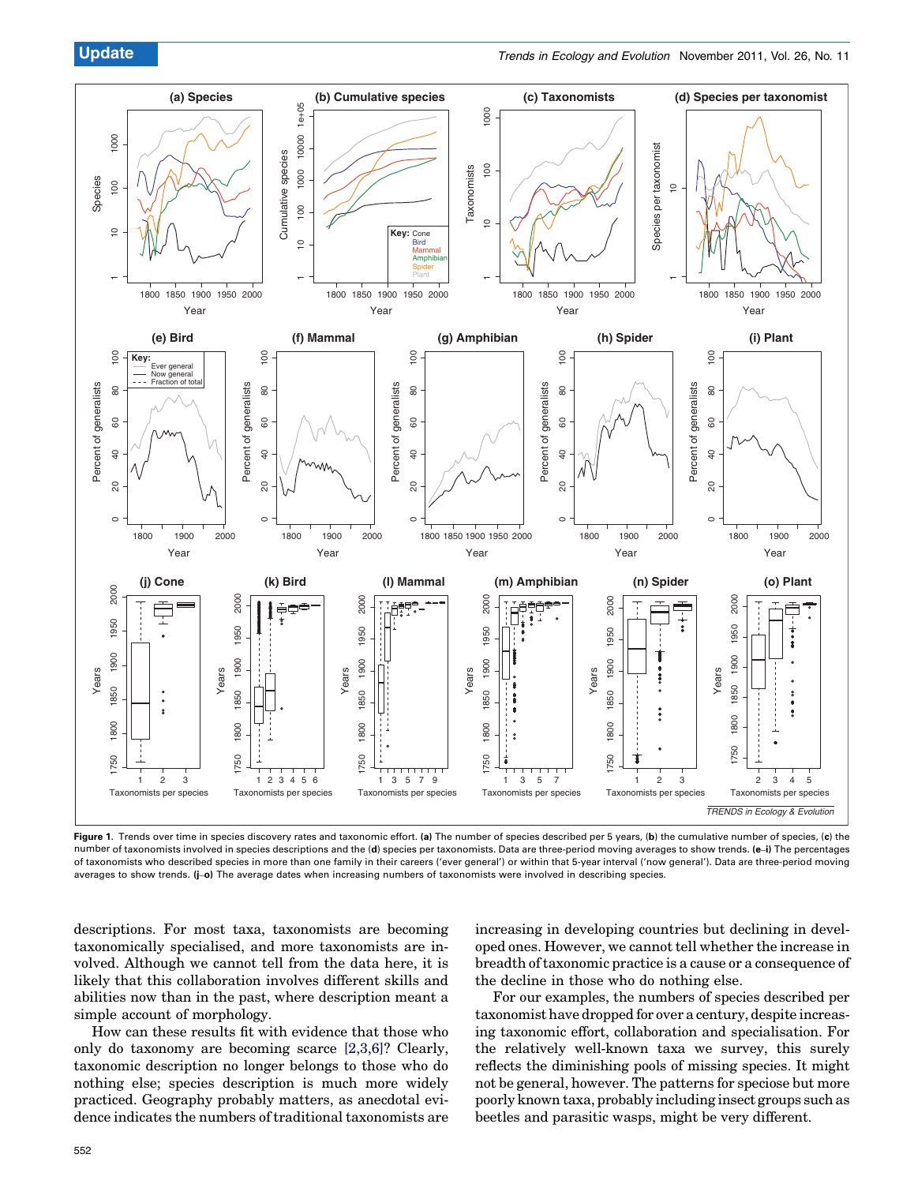Figure 1. Trends over time in species discovery rates and taxonomic effort. (a) The number of species described per 5 years, (b) the cumulative number of species, (c) the number of taxonomists involved in species descriptions and the (d) species per taxonomists. Data are three-period moving averages to show trends. (e–i) The percentages of taxonomists who described species in more than one family in their careers ('ever general') or within that 5-year interval ('now general'). Data are three-period moving averages to show trends. (j–o) The average dates when increasing numbers of taxonomists were involved in describing species.

descriptions. For most taxa, taxonomists are becoming taxonomically specialised, and more taxonomists are involved. Although we cannot tell from the data here, it is likely that this collaboration involves different skills and abilities now than in the past, where description meant a simple account of morphology.

How can these results fit with evidence that those who only do taxonomy are becoming scarce [2,3,6]? Clearly, taxonomic description no longer belongs to those who do nothing else; species description is much more widely practiced. Geography probably matters, as anecdotal evidence indicates the numbers of traditional taxonomists are increasing in developing countries but declining in developed ones. However, we cannot tell whether the increase in breadth of taxonomic practice is a cause or a consequence of the decline in those who do nothing else.

For our examples, the numbers of species described per taxonomist have dropped for over a century, despite increasing taxonomic effort, collaboration and specialisation. For the relatively well-known taxa we survey, this surely reflects the diminishing pools of missing species. It might not be general, however. The patterns for speciose but more poorly known taxa, probably including insect groups such as beetles and parasitic wasps, might be very different.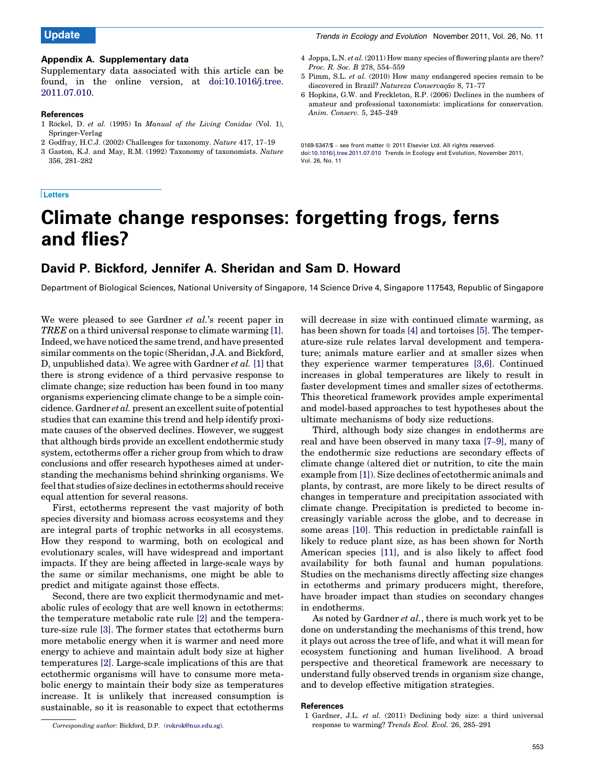## Appendix A. Supplementary data

Supplementary data associated with this article can be found, in the online version, at doi:10.1016/j.tree.2011.07.010.

### References

1 Röckel, D. *et al.* (1995) In *Manual of the Living Conidae* (Vol. 1), Springer-Verlag

2 Godfray, H.C.J. (2002) Challenges for taxonomy. *Nature* 417, 17–19

3 Gaston, K.J. and May, R.M. (1992) Taxonomy of taxonomists. *Nature* 356, 281–282

4 Joppa, L.N. *et al.* (2011) How many species of flowering plants are there? *Proc. R. Soc. B* 278, 554–559

5 Pimm, S.L. *et al.* (2010) How many endangered species remain to be discovered in Brazil? *Natureza Conservação* 8, 71–77

6 Hopkins, G.W. and Freckleton, R.P. (2006) Declines in the numbers of amateur and professional taxonomists: implications for conservation. *Anim. Conserv.* 5, 245–249

0169-5347/$ – see front matter © 2011 Elsevier Ltd. All rights reserved. doi:10.1016/j.tree.2011.07.010 Trends in Ecology and Evolution, November 2011, Vol. 26, No. 11

Letters

# Climate change responses: forgetting frogs, ferns and flies?

## David P. Bickford, Jennifer A. Sheridan and Sam D. Howard

Department of Biological Sciences, National University of Singapore, 14 Science Drive 4, Singapore 117543, Republic of Singapore

We were pleased to see Gardner *et al.*'s recent paper in *TREE* on a third universal response to climate warming [1]. Indeed, we have noticed the same trend, and have presented similar comments on the topic (Sheridan, J.A. and Bickford, D, unpublished data). We agree with Gardner *et al.* [1] that there is strong evidence of a third pervasive response to climate change; size reduction has been found in too many organisms experiencing climate change to be a simple coincidence. Gardner *et al.* present an excellent suite of potential studies that can examine this trend and help identify proximate causes of the observed declines. However, we suggest that although birds provide an excellent endothermic study system, ectotherms offer a richer group from which to draw conclusions and offer research hypotheses aimed at understanding the mechanisms behind shrinking organisms. We feel that studies of size declines in ectotherms should receive equal attention for several reasons.

First, ectotherms represent the vast majority of both species diversity and biomass across ecosystems and they are integral parts of trophic networks in all ecosystems. How they respond to warming, both on ecological and evolutionary scales, will have widespread and important impacts. If they are being affected in large-scale ways by the same or similar mechanisms, one might be able to predict and mitigate against those effects.

Second, there are two explicit thermodynamic and metabolic rules of ecology that are well known in ectotherms: the temperature metabolic rate rule [2] and the temperature-size rule [3]. The former states that ectotherms burn more metabolic energy when it is warmer and need more energy to achieve and maintain adult body size at higher temperatures [2]. Large-scale implications of this are that ectothermic organisms will have to consume more metabolic energy to maintain their body size as temperatures increase. It is unlikely that increased consumption is sustainable, so it is reasonable to expect that ectotherms will decrease in size with continued climate warming, as has been shown for toads [4] and tortoises [5]. The temperature-size rule relates larval development and temperature; animals mature earlier and at smaller sizes when they experience warmer temperatures [3,6]. Continued increases in global temperatures are likely to result in faster development times and smaller sizes of ectotherms. This theoretical framework provides ample experimental and model-based approaches to test hypotheses about the ultimate mechanisms of body size reductions.

Third, although body size changes in endotherms are real and have been observed in many taxa [7–9], many of the endothermic size reductions are secondary effects of climate change (altered diet or nutrition, to cite the main example from [1]). Size declines of ectothermic animals and plants, by contrast, are more likely to be direct results of changes in temperature and precipitation associated with climate change. Precipitation is predicted to become increasingly variable across the globe, and to decrease in some areas [10]. This reduction in predictable rainfall is likely to reduce plant size, as has been shown for North American species [11], and is also likely to affect food availability for both faunal and human populations. Studies on the mechanisms directly affecting size changes in ectotherms and primary producers might, therefore, have broader impact than studies on secondary changes in endotherms.

As noted by Gardner *et al.*, there is much work yet to be done on understanding the mechanisms of this trend, how it plays out across the tree of life, and what it will mean for ecosystem functioning and human livelihood. A broad perspective and theoretical framework are necessary to understand fully observed trends in organism size change, and to develop effective mitigation strategies.

*Corresponding author:* Bickford, D.P. (rokrok@nus.edu.sg).

### References

1 Gardner, J.L. *et al.* (2011) Declining body size: a third universal response to warming? *Trends Ecol. Evol.* 26, 285–291